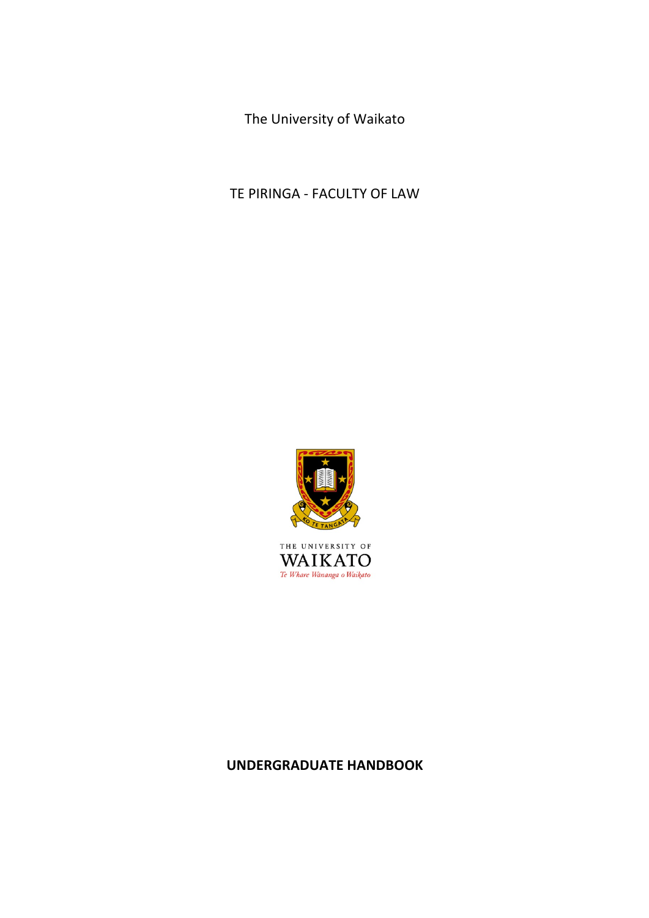The University of Waikato

TE PIRINGA - FACULTY OF LAW

THE UNIVERSITY OF
WAIKATO
*Te Whare Wānanga o Waikato*

**UNDERGRADUATE HANDBOOK**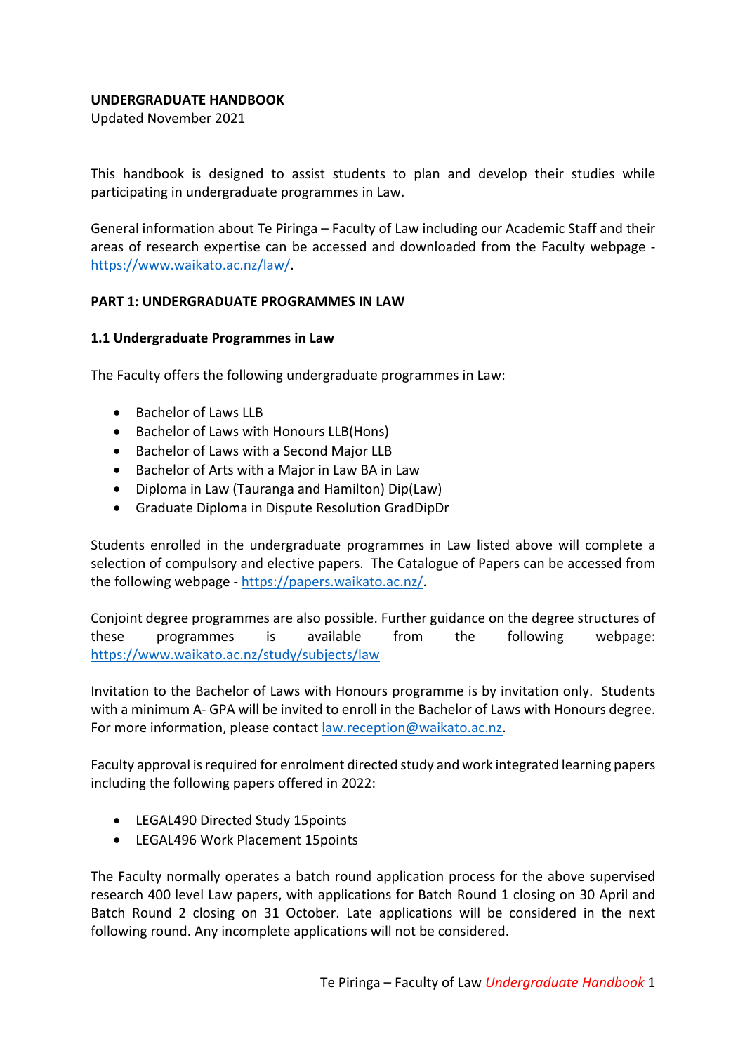**UNDERGRADUATE HANDBOOK**
Updated November 2021

This handbook is designed to assist students to plan and develop their studies while participating in undergraduate programmes in Law.

General information about Te Piringa – Faculty of Law including our Academic Staff and their areas of research expertise can be accessed and downloaded from the Faculty webpage - https://www.waikato.ac.nz/law/.

## PART 1: UNDERGRADUATE PROGRAMMES IN LAW

### 1.1 Undergraduate Programmes in Law

The Faculty offers the following undergraduate programmes in Law:

- Bachelor of Laws LLB
- Bachelor of Laws with Honours LLB(Hons)
- Bachelor of Laws with a Second Major LLB
- Bachelor of Arts with a Major in Law BA in Law
- Diploma in Law (Tauranga and Hamilton) Dip(Law)
- Graduate Diploma in Dispute Resolution GradDipDr

Students enrolled in the undergraduate programmes in Law listed above will complete a selection of compulsory and elective papers. The Catalogue of Papers can be accessed from the following webpage - https://papers.waikato.ac.nz/.

Conjoint degree programmes are also possible. Further guidance on the degree structures of these programmes is available from the following webpage: https://www.waikato.ac.nz/study/subjects/law

Invitation to the Bachelor of Laws with Honours programme is by invitation only. Students with a minimum A- GPA will be invited to enroll in the Bachelor of Laws with Honours degree. For more information, please contact law.reception@waikato.ac.nz.

Faculty approval is required for enrolment directed study and work integrated learning papers including the following papers offered in 2022:

- LEGAL490 Directed Study 15points
- LEGAL496 Work Placement 15points

The Faculty normally operates a batch round application process for the above supervised research 400 level Law papers, with applications for Batch Round 1 closing on 30 April and Batch Round 2 closing on 31 October. Late applications will be considered in the next following round. Any incomplete applications will not be considered.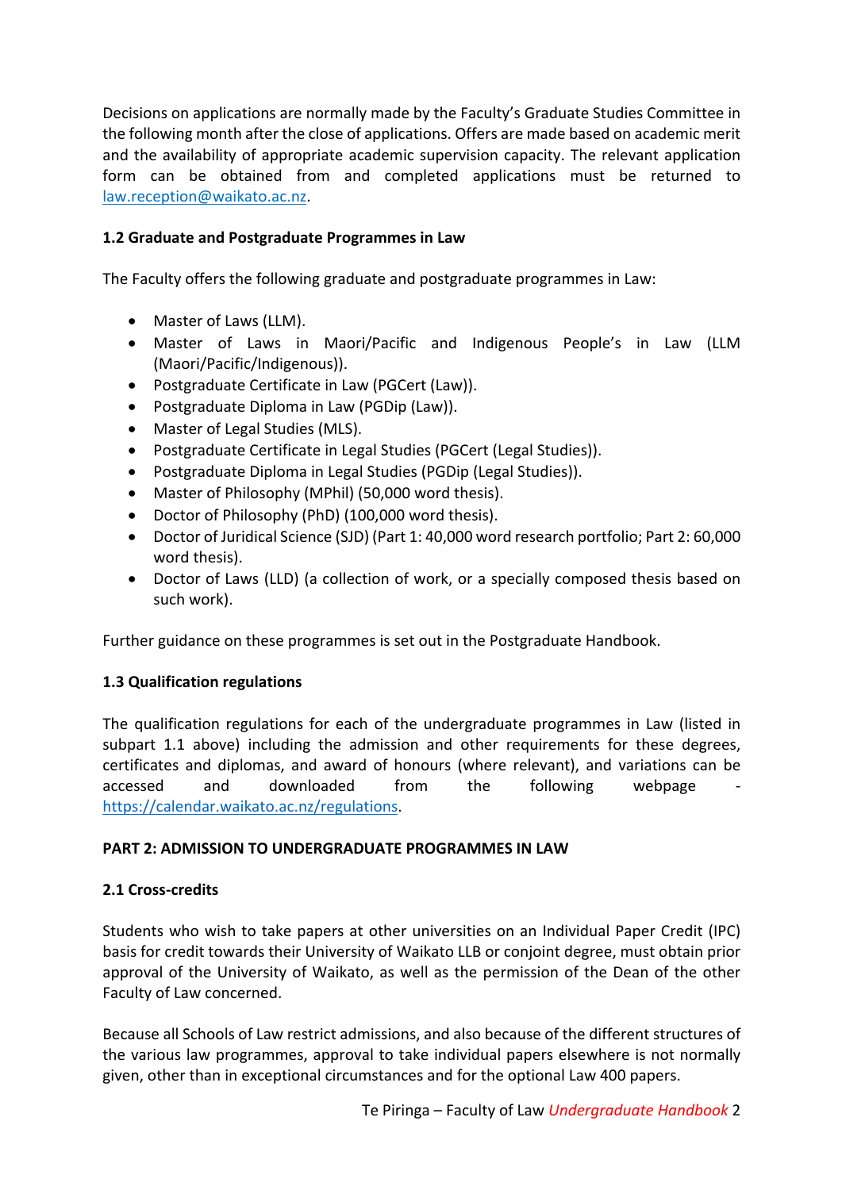Decisions on applications are normally made by the Faculty's Graduate Studies Committee in the following month after the close of applications. Offers are made based on academic merit and the availability of appropriate academic supervision capacity. The relevant application form can be obtained from and completed applications must be returned to law.reception@waikato.ac.nz.

### 1.2 Graduate and Postgraduate Programmes in Law

The Faculty offers the following graduate and postgraduate programmes in Law:

- Master of Laws (LLM).
- Master of Laws in Maori/Pacific and Indigenous People's in Law (LLM (Maori/Pacific/Indigenous)).
- Postgraduate Certificate in Law (PGCert (Law)).
- Postgraduate Diploma in Law (PGDip (Law)).
- Master of Legal Studies (MLS).
- Postgraduate Certificate in Legal Studies (PGCert (Legal Studies)).
- Postgraduate Diploma in Legal Studies (PGDip (Legal Studies)).
- Master of Philosophy (MPhil) (50,000 word thesis).
- Doctor of Philosophy (PhD) (100,000 word thesis).
- Doctor of Juridical Science (SJD) (Part 1: 40,000 word research portfolio; Part 2: 60,000 word thesis).
- Doctor of Laws (LLD) (a collection of work, or a specially composed thesis based on such work).

Further guidance on these programmes is set out in the Postgraduate Handbook.

### 1.3 Qualification regulations

The qualification regulations for each of the undergraduate programmes in Law (listed in subpart 1.1 above) including the admission and other requirements for these degrees, certificates and diplomas, and award of honours (where relevant), and variations can be accessed and downloaded from the following webpage - https://calendar.waikato.ac.nz/regulations.

## PART 2: ADMISSION TO UNDERGRADUATE PROGRAMMES IN LAW

### 2.1 Cross-credits

Students who wish to take papers at other universities on an Individual Paper Credit (IPC) basis for credit towards their University of Waikato LLB or conjoint degree, must obtain prior approval of the University of Waikato, as well as the permission of the Dean of the other Faculty of Law concerned.

Because all Schools of Law restrict admissions, and also because of the different structures of the various law programmes, approval to take individual papers elsewhere is not normally given, other than in exceptional circumstances and for the optional Law 400 papers.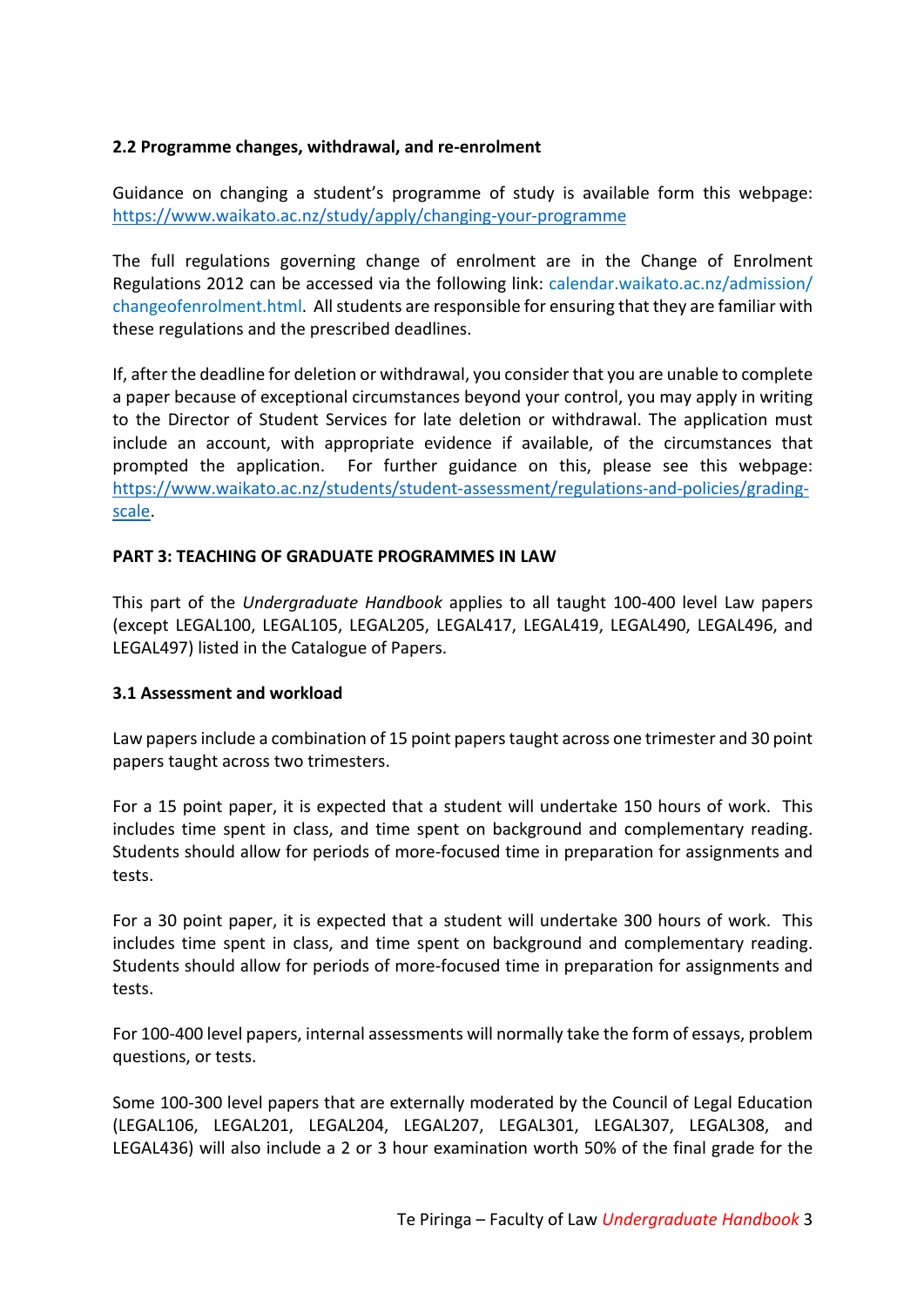### 2.2 Programme changes, withdrawal, and re-enrolment

Guidance on changing a student's programme of study is available form this webpage: https://www.waikato.ac.nz/study/apply/changing-your-programme

The full regulations governing change of enrolment are in the Change of Enrolment Regulations 2012 can be accessed via the following link: calendar.waikato.ac.nz/admission/changeofenrolment.html. All students are responsible for ensuring that they are familiar with these regulations and the prescribed deadlines.

If, after the deadline for deletion or withdrawal, you consider that you are unable to complete a paper because of exceptional circumstances beyond your control, you may apply in writing to the Director of Student Services for late deletion or withdrawal. The application must include an account, with appropriate evidence if available, of the circumstances that prompted the application. For further guidance on this, please see this webpage: https://www.waikato.ac.nz/students/student-assessment/regulations-and-policies/grading-scale.

## PART 3: TEACHING OF GRADUATE PROGRAMMES IN LAW

This part of the *Undergraduate Handbook* applies to all taught 100-400 level Law papers (except LEGAL100, LEGAL105, LEGAL205, LEGAL417, LEGAL419, LEGAL490, LEGAL496, and LEGAL497) listed in the Catalogue of Papers.

### 3.1 Assessment and workload

Law papers include a combination of 15 point papers taught across one trimester and 30 point papers taught across two trimesters.

For a 15 point paper, it is expected that a student will undertake 150 hours of work. This includes time spent in class, and time spent on background and complementary reading. Students should allow for periods of more-focused time in preparation for assignments and tests.

For a 30 point paper, it is expected that a student will undertake 300 hours of work. This includes time spent in class, and time spent on background and complementary reading. Students should allow for periods of more-focused time in preparation for assignments and tests.

For 100-400 level papers, internal assessments will normally take the form of essays, problem questions, or tests.

Some 100-300 level papers that are externally moderated by the Council of Legal Education (LEGAL106, LEGAL201, LEGAL204, LEGAL207, LEGAL301, LEGAL307, LEGAL308, and LEGAL436) will also include a 2 or 3 hour examination worth 50% of the final grade for the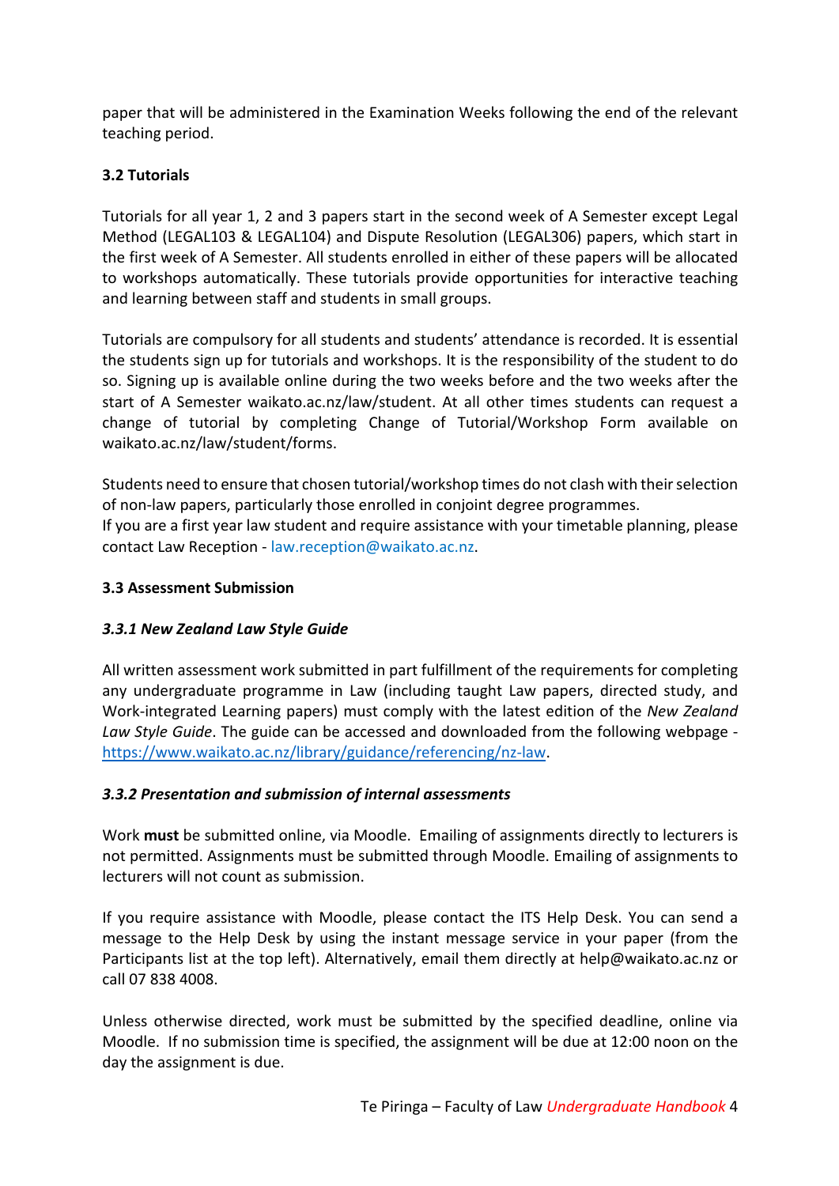paper that will be administered in the Examination Weeks following the end of the relevant teaching period.

### 3.2 Tutorials

Tutorials for all year 1, 2 and 3 papers start in the second week of A Semester except Legal Method (LEGAL103 & LEGAL104) and Dispute Resolution (LEGAL306) papers, which start in the first week of A Semester. All students enrolled in either of these papers will be allocated to workshops automatically. These tutorials provide opportunities for interactive teaching and learning between staff and students in small groups.

Tutorials are compulsory for all students and students' attendance is recorded. It is essential the students sign up for tutorials and workshops. It is the responsibility of the student to do so. Signing up is available online during the two weeks before and the two weeks after the start of A Semester waikato.ac.nz/law/student. At all other times students can request a change of tutorial by completing Change of Tutorial/Workshop Form available on waikato.ac.nz/law/student/forms.

Students need to ensure that chosen tutorial/workshop times do not clash with their selection of non-law papers, particularly those enrolled in conjoint degree programmes.
If you are a first year law student and require assistance with your timetable planning, please contact Law Reception - law.reception@waikato.ac.nz.

### 3.3 Assessment Submission

#### *3.3.1 New Zealand Law Style Guide*

All written assessment work submitted in part fulfillment of the requirements for completing any undergraduate programme in Law (including taught Law papers, directed study, and Work-integrated Learning papers) must comply with the latest edition of the *New Zealand Law Style Guide*. The guide can be accessed and downloaded from the following webpage - https://www.waikato.ac.nz/library/guidance/referencing/nz-law.

#### *3.3.2 Presentation and submission of internal assessments*

Work **must** be submitted online, via Moodle. Emailing of assignments directly to lecturers is not permitted. Assignments must be submitted through Moodle. Emailing of assignments to lecturers will not count as submission.

If you require assistance with Moodle, please contact the ITS Help Desk. You can send a message to the Help Desk by using the instant message service in your paper (from the Participants list at the top left). Alternatively, email them directly at help@waikato.ac.nz or call 07 838 4008.

Unless otherwise directed, work must be submitted by the specified deadline, online via Moodle. If no submission time is specified, the assignment will be due at 12:00 noon on the day the assignment is due.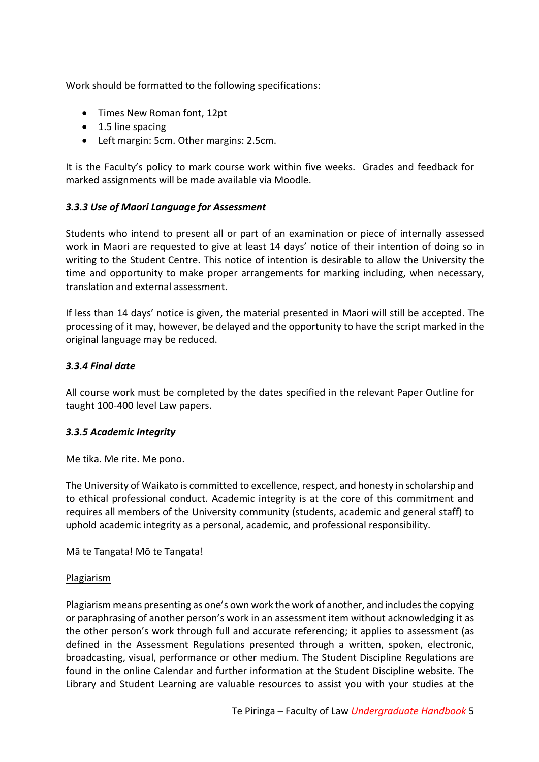Work should be formatted to the following specifications:

- Times New Roman font, 12pt
- 1.5 line spacing
- Left margin: 5cm. Other margins: 2.5cm.

It is the Faculty's policy to mark course work within five weeks. Grades and feedback for marked assignments will be made available via Moodle.

### *3.3.3 Use of Maori Language for Assessment*

Students who intend to present all or part of an examination or piece of internally assessed work in Maori are requested to give at least 14 days' notice of their intention of doing so in writing to the Student Centre. This notice of intention is desirable to allow the University the time and opportunity to make proper arrangements for marking including, when necessary, translation and external assessment.

If less than 14 days' notice is given, the material presented in Maori will still be accepted. The processing of it may, however, be delayed and the opportunity to have the script marked in the original language may be reduced.

### *3.3.4 Final date*

All course work must be completed by the dates specified in the relevant Paper Outline for taught 100-400 level Law papers.

### *3.3.5 Academic Integrity*

Me tika. Me rite. Me pono.

The University of Waikato is committed to excellence, respect, and honesty in scholarship and to ethical professional conduct. Academic integrity is at the core of this commitment and requires all members of the University community (students, academic and general staff) to uphold academic integrity as a personal, academic, and professional responsibility.

Mā te Tangata! Mō te Tangata!

<u>Plagiarism</u>

Plagiarism means presenting as one's own work the work of another, and includes the copying or paraphrasing of another person's work in an assessment item without acknowledging it as the other person's work through full and accurate referencing; it applies to assessment (as defined in the Assessment Regulations presented through a written, spoken, electronic, broadcasting, visual, performance or other medium. The Student Discipline Regulations are found in the online Calendar and further information at the Student Discipline website. The Library and Student Learning are valuable resources to assist you with your studies at the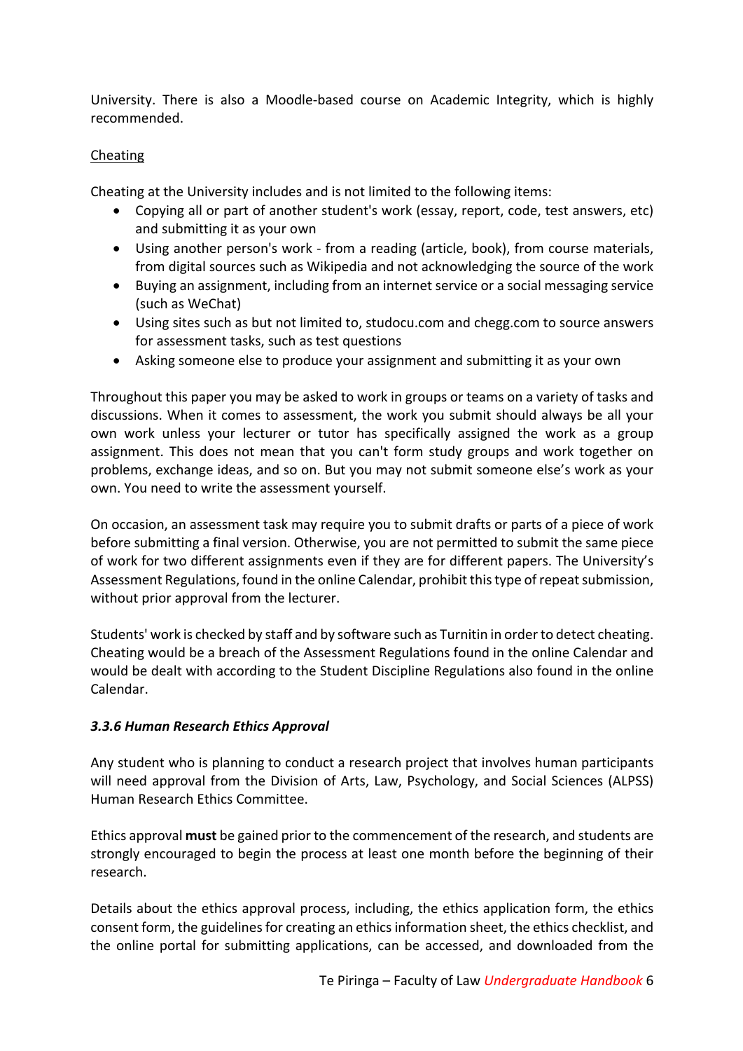University. There is also a Moodle-based course on Academic Integrity, which is highly recommended.

<u>Cheating</u>

Cheating at the University includes and is not limited to the following items:

- Copying all or part of another student's work (essay, report, code, test answers, etc) and submitting it as your own
- Using another person's work - from a reading (article, book), from course materials, from digital sources such as Wikipedia and not acknowledging the source of the work
- Buying an assignment, including from an internet service or a social messaging service (such as WeChat)
- Using sites such as but not limited to, studocu.com and chegg.com to source answers for assessment tasks, such as test questions
- Asking someone else to produce your assignment and submitting it as your own

Throughout this paper you may be asked to work in groups or teams on a variety of tasks and discussions. When it comes to assessment, the work you submit should always be all your own work unless your lecturer or tutor has specifically assigned the work as a group assignment. This does not mean that you can't form study groups and work together on problems, exchange ideas, and so on. But you may not submit someone else's work as your own. You need to write the assessment yourself.

On occasion, an assessment task may require you to submit drafts or parts of a piece of work before submitting a final version. Otherwise, you are not permitted to submit the same piece of work for two different assignments even if they are for different papers. The University's Assessment Regulations, found in the online Calendar, prohibit this type of repeat submission, without prior approval from the lecturer.

Students' work is checked by staff and by software such as Turnitin in order to detect cheating. Cheating would be a breach of the Assessment Regulations found in the online Calendar and would be dealt with according to the Student Discipline Regulations also found in the online Calendar.

#### *3.3.6 Human Research Ethics Approval*

Any student who is planning to conduct a research project that involves human participants will need approval from the Division of Arts, Law, Psychology, and Social Sciences (ALPSS) Human Research Ethics Committee.

Ethics approval **must** be gained prior to the commencement of the research, and students are strongly encouraged to begin the process at least one month before the beginning of their research.

Details about the ethics approval process, including, the ethics application form, the ethics consent form, the guidelines for creating an ethics information sheet, the ethics checklist, and the online portal for submitting applications, can be accessed, and downloaded from the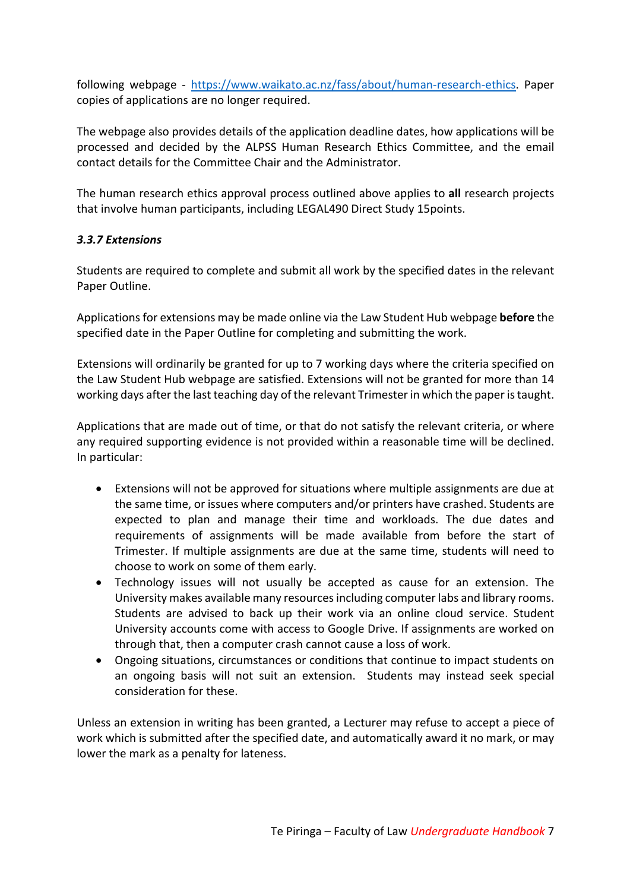following webpage - https://www.waikato.ac.nz/fass/about/human-research-ethics. Paper copies of applications are no longer required.

The webpage also provides details of the application deadline dates, how applications will be processed and decided by the ALPSS Human Research Ethics Committee, and the email contact details for the Committee Chair and the Administrator.

The human research ethics approval process outlined above applies to **all** research projects that involve human participants, including LEGAL490 Direct Study 15points.

#### *3.3.7 Extensions*

Students are required to complete and submit all work by the specified dates in the relevant Paper Outline.

Applications for extensions may be made online via the Law Student Hub webpage **before** the specified date in the Paper Outline for completing and submitting the work.

Extensions will ordinarily be granted for up to 7 working days where the criteria specified on the Law Student Hub webpage are satisfied. Extensions will not be granted for more than 14 working days after the last teaching day of the relevant Trimester in which the paper is taught.

Applications that are made out of time, or that do not satisfy the relevant criteria, or where any required supporting evidence is not provided within a reasonable time will be declined. In particular:

- Extensions will not be approved for situations where multiple assignments are due at the same time, or issues where computers and/or printers have crashed. Students are expected to plan and manage their time and workloads. The due dates and requirements of assignments will be made available from before the start of Trimester. If multiple assignments are due at the same time, students will need to choose to work on some of them early.
- Technology issues will not usually be accepted as cause for an extension. The University makes available many resources including computer labs and library rooms. Students are advised to back up their work via an online cloud service. Student University accounts come with access to Google Drive. If assignments are worked on through that, then a computer crash cannot cause a loss of work.
- Ongoing situations, circumstances or conditions that continue to impact students on an ongoing basis will not suit an extension. Students may instead seek special consideration for these.

Unless an extension in writing has been granted, a Lecturer may refuse to accept a piece of work which is submitted after the specified date, and automatically award it no mark, or may lower the mark as a penalty for lateness.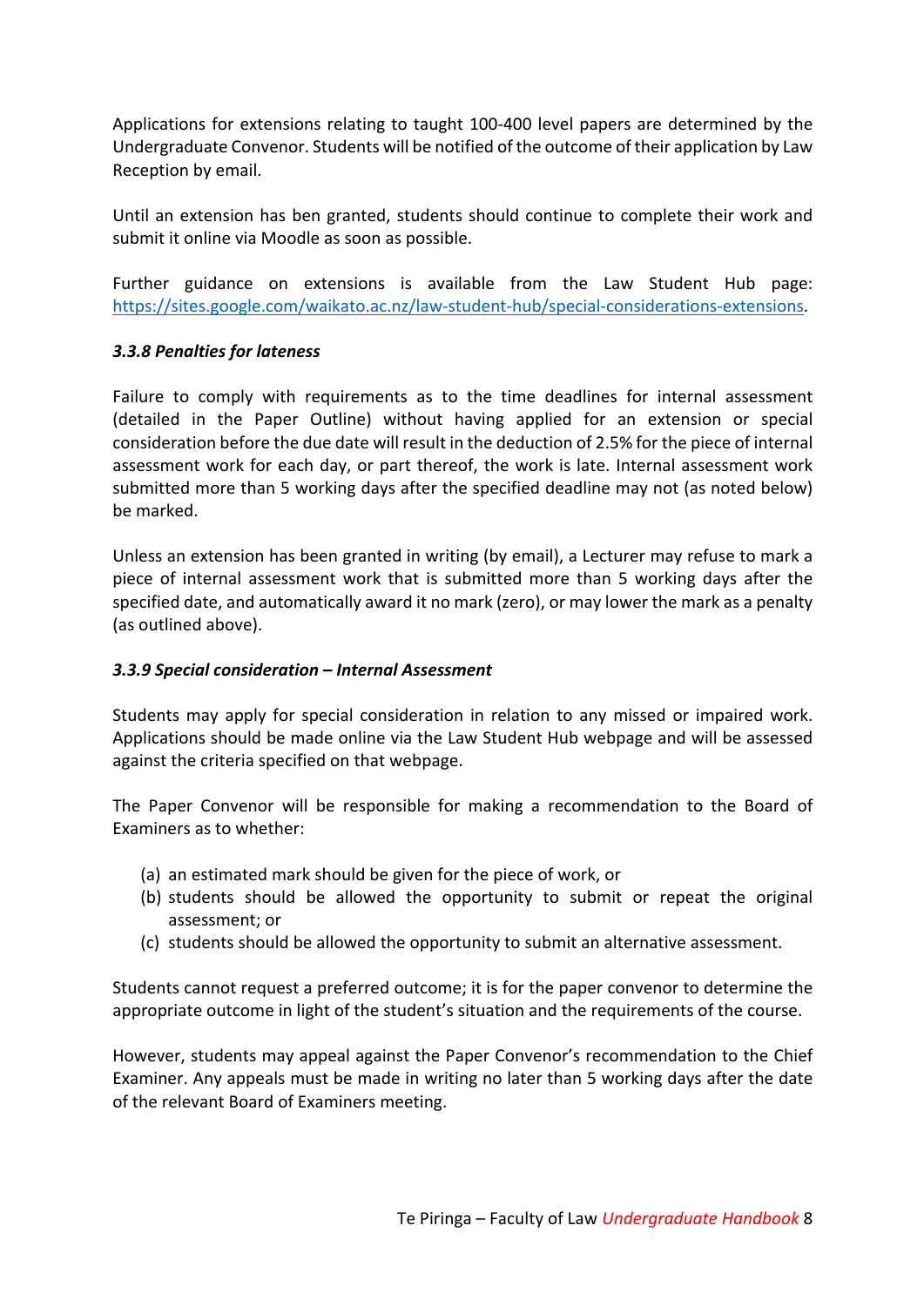Applications for extensions relating to taught 100-400 level papers are determined by the Undergraduate Convenor. Students will be notified of the outcome of their application by Law Reception by email.

Until an extension has ben granted, students should continue to complete their work and submit it online via Moodle as soon as possible.

Further guidance on extensions is available from the Law Student Hub page: https://sites.google.com/waikato.ac.nz/law-student-hub/special-considerations-extensions.

#### *3.3.8 Penalties for lateness*

Failure to comply with requirements as to the time deadlines for internal assessment (detailed in the Paper Outline) without having applied for an extension or special consideration before the due date will result in the deduction of 2.5% for the piece of internal assessment work for each day, or part thereof, the work is late. Internal assessment work submitted more than 5 working days after the specified deadline may not (as noted below) be marked.

Unless an extension has been granted in writing (by email), a Lecturer may refuse to mark a piece of internal assessment work that is submitted more than 5 working days after the specified date, and automatically award it no mark (zero), or may lower the mark as a penalty (as outlined above).

#### *3.3.9 Special consideration – Internal Assessment*

Students may apply for special consideration in relation to any missed or impaired work. Applications should be made online via the Law Student Hub webpage and will be assessed against the criteria specified on that webpage.

The Paper Convenor will be responsible for making a recommendation to the Board of Examiners as to whether:

(a) an estimated mark should be given for the piece of work, or
(b) students should be allowed the opportunity to submit or repeat the original assessment; or
(c) students should be allowed the opportunity to submit an alternative assessment.

Students cannot request a preferred outcome; it is for the paper convenor to determine the appropriate outcome in light of the student's situation and the requirements of the course.

However, students may appeal against the Paper Convenor's recommendation to the Chief Examiner. Any appeals must be made in writing no later than 5 working days after the date of the relevant Board of Examiners meeting.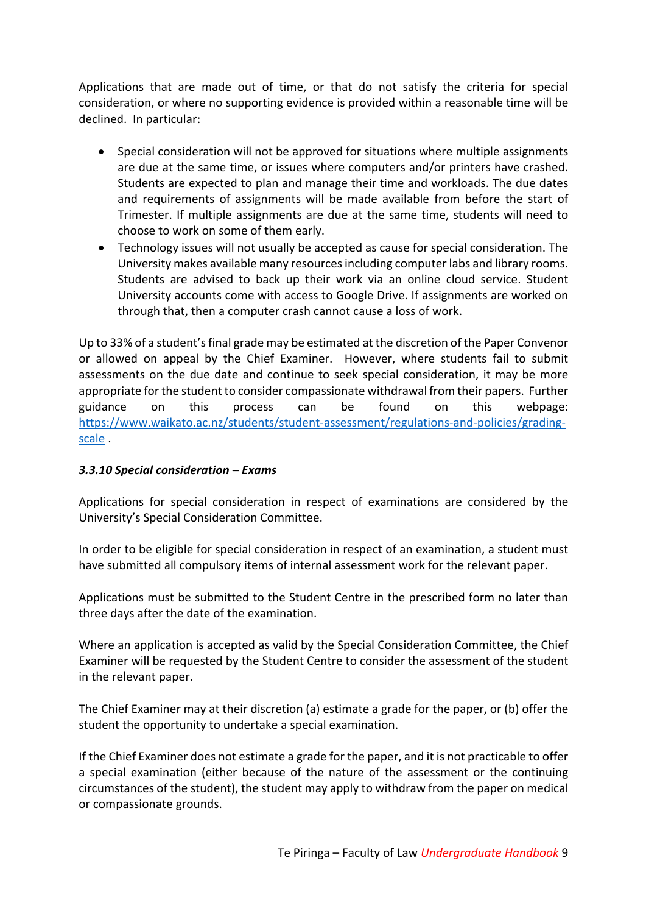Applications that are made out of time, or that do not satisfy the criteria for special consideration, or where no supporting evidence is provided within a reasonable time will be declined. In particular:

- Special consideration will not be approved for situations where multiple assignments are due at the same time, or issues where computers and/or printers have crashed. Students are expected to plan and manage their time and workloads. The due dates and requirements of assignments will be made available from before the start of Trimester. If multiple assignments are due at the same time, students will need to choose to work on some of them early.
- Technology issues will not usually be accepted as cause for special consideration. The University makes available many resources including computer labs and library rooms. Students are advised to back up their work via an online cloud service. Student University accounts come with access to Google Drive. If assignments are worked on through that, then a computer crash cannot cause a loss of work.

Up to 33% of a student's final grade may be estimated at the discretion of the Paper Convenor or allowed on appeal by the Chief Examiner. However, where students fail to submit assessments on the due date and continue to seek special consideration, it may be more appropriate for the student to consider compassionate withdrawal from their papers. Further guidance on this process can be found on this webpage: [https://www.waikato.ac.nz/students/student-assessment/regulations-and-policies/grading-scale](https://www.waikato.ac.nz/students/student-assessment/regulations-and-policies/grading-scale) .

### *3.3.10 Special consideration – Exams*

Applications for special consideration in respect of examinations are considered by the University's Special Consideration Committee.

In order to be eligible for special consideration in respect of an examination, a student must have submitted all compulsory items of internal assessment work for the relevant paper.

Applications must be submitted to the Student Centre in the prescribed form no later than three days after the date of the examination.

Where an application is accepted as valid by the Special Consideration Committee, the Chief Examiner will be requested by the Student Centre to consider the assessment of the student in the relevant paper.

The Chief Examiner may at their discretion (a) estimate a grade for the paper, or (b) offer the student the opportunity to undertake a special examination.

If the Chief Examiner does not estimate a grade for the paper, and it is not practicable to offer a special examination (either because of the nature of the assessment or the continuing circumstances of the student), the student may apply to withdraw from the paper on medical or compassionate grounds.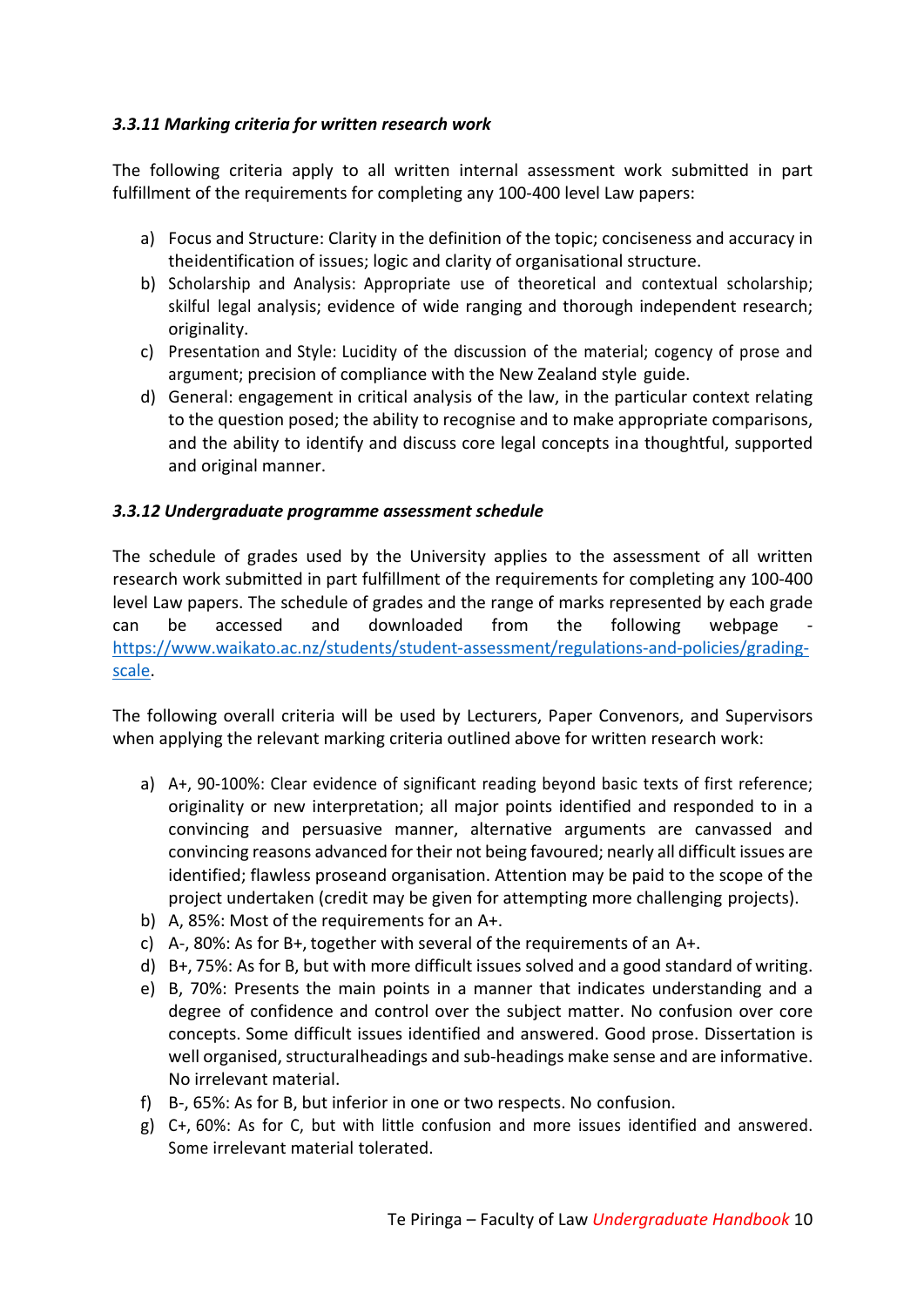### *3.3.11 Marking criteria for written research work*

The following criteria apply to all written internal assessment work submitted in part fulfillment of the requirements for completing any 100-400 level Law papers:

a) Focus and Structure: Clarity in the definition of the topic; conciseness and accuracy in theidentification of issues; logic and clarity of organisational structure.
b) Scholarship and Analysis: Appropriate use of theoretical and contextual scholarship; skilful legal analysis; evidence of wide ranging and thorough independent research; originality.
c) Presentation and Style: Lucidity of the discussion of the material; cogency of prose and argument; precision of compliance with the New Zealand style guide.
d) General: engagement in critical analysis of the law, in the particular context relating to the question posed; the ability to recognise and to make appropriate comparisons, and the ability to identify and discuss core legal concepts ina thoughtful, supported and original manner.

### *3.3.12 Undergraduate programme assessment schedule*

The schedule of grades used by the University applies to the assessment of all written research work submitted in part fulfillment of the requirements for completing any 100-400 level Law papers. The schedule of grades and the range of marks represented by each grade can be accessed and downloaded from the following webpage - [https://www.waikato.ac.nz/students/student-assessment/regulations-and-policies/grading-scale](https://www.waikato.ac.nz/students/student-assessment/regulations-and-policies/grading-scale).

The following overall criteria will be used by Lecturers, Paper Convenors, and Supervisors when applying the relevant marking criteria outlined above for written research work:

a) A+, 90-100%: Clear evidence of significant reading beyond basic texts of first reference; originality or new interpretation; all major points identified and responded to in a convincing and persuasive manner, alternative arguments are canvassed and convincing reasons advanced for their not being favoured; nearly all difficult issues are identified; flawless proseand organisation. Attention may be paid to the scope of the project undertaken (credit may be given for attempting more challenging projects).
b) A, 85%: Most of the requirements for an A+.
c) A-, 80%: As for B+, together with several of the requirements of an A+.
d) B+, 75%: As for B, but with more difficult issues solved and a good standard of writing.
e) B, 70%: Presents the main points in a manner that indicates understanding and a degree of confidence and control over the subject matter. No confusion over core concepts. Some difficult issues identified and answered. Good prose. Dissertation is well organised, structuralheadings and sub-headings make sense and are informative. No irrelevant material.
f) B-, 65%: As for B, but inferior in one or two respects. No confusion.
g) C+, 60%: As for C, but with little confusion and more issues identified and answered. Some irrelevant material tolerated.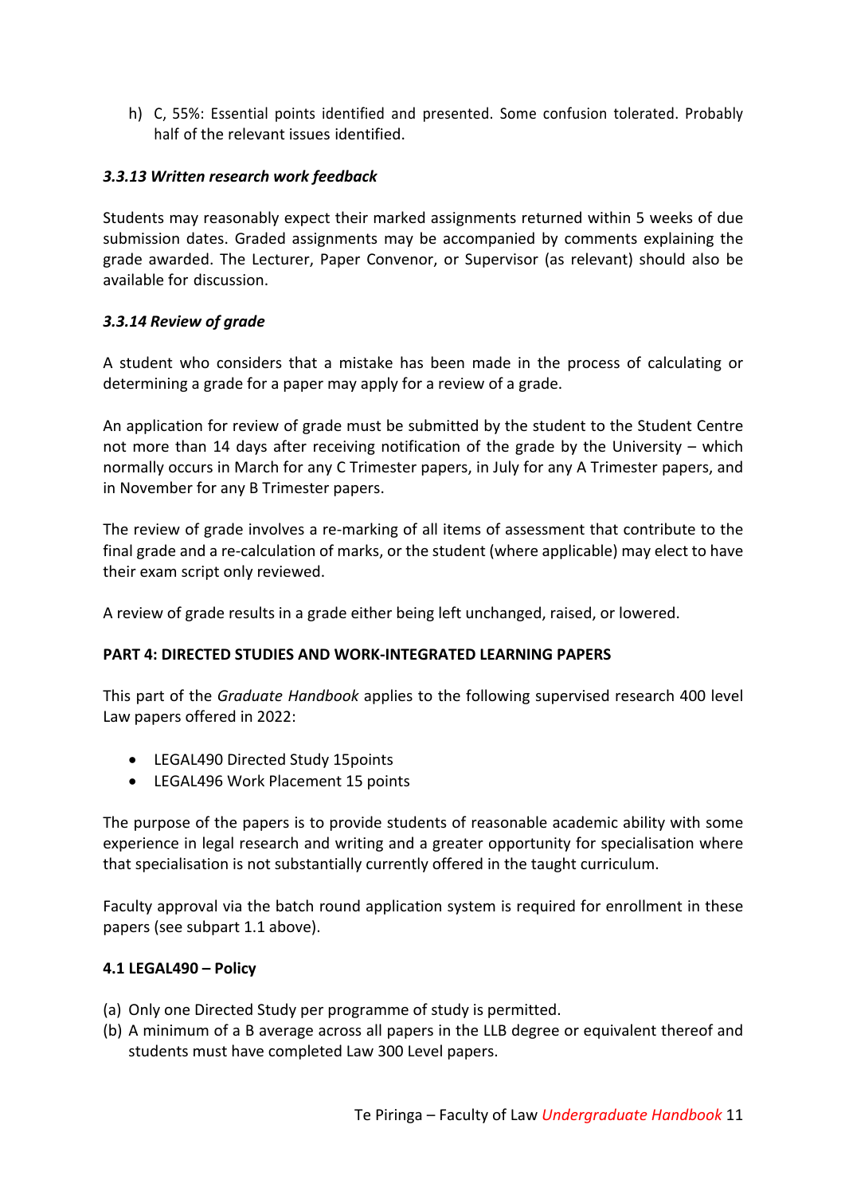h) C, 55%: Essential points identified and presented. Some confusion tolerated. Probably half of the relevant issues identified.

### *3.3.13 Written research work feedback*

Students may reasonably expect their marked assignments returned within 5 weeks of due submission dates. Graded assignments may be accompanied by comments explaining the grade awarded. The Lecturer, Paper Convenor, or Supervisor (as relevant) should also be available for discussion.

### *3.3.14 Review of grade*

A student who considers that a mistake has been made in the process of calculating or determining a grade for a paper may apply for a review of a grade.

An application for review of grade must be submitted by the student to the Student Centre not more than 14 days after receiving notification of the grade by the University – which normally occurs in March for any C Trimester papers, in July for any A Trimester papers, and in November for any B Trimester papers.

The review of grade involves a re-marking of all items of assessment that contribute to the final grade and a re-calculation of marks, or the student (where applicable) may elect to have their exam script only reviewed.

A review of grade results in a grade either being left unchanged, raised, or lowered.

## PART 4: DIRECTED STUDIES AND WORK-INTEGRATED LEARNING PAPERS

This part of the *Graduate Handbook* applies to the following supervised research 400 level Law papers offered in 2022:

- LEGAL490 Directed Study 15points
- LEGAL496 Work Placement 15 points

The purpose of the papers is to provide students of reasonable academic ability with some experience in legal research and writing and a greater opportunity for specialisation where that specialisation is not substantially currently offered in the taught curriculum.

Faculty approval via the batch round application system is required for enrollment in these papers (see subpart 1.1 above).

### 4.1 LEGAL490 – Policy

(a) Only one Directed Study per programme of study is permitted.
(b) A minimum of a B average across all papers in the LLB degree or equivalent thereof and students must have completed Law 300 Level papers.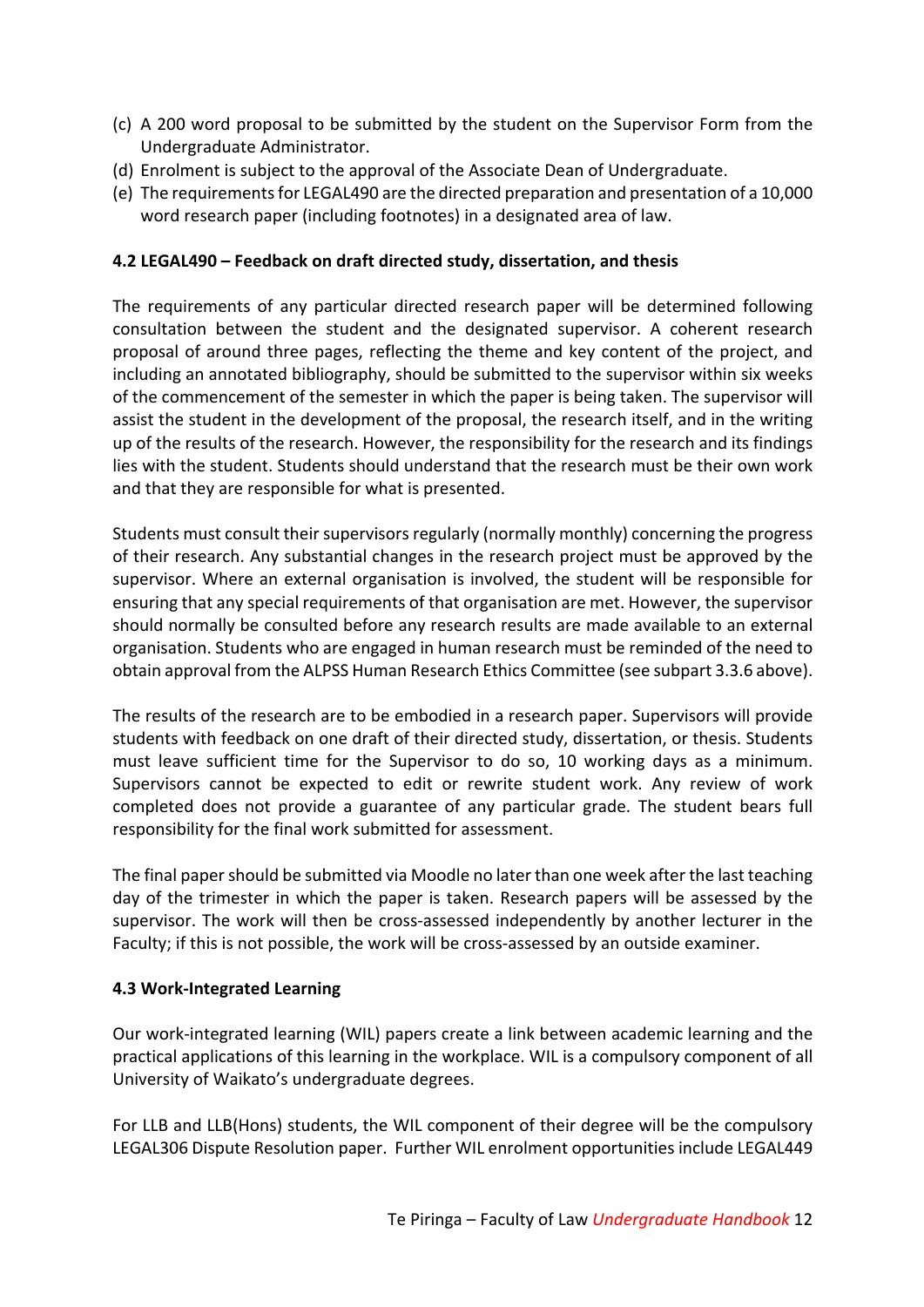(c) A 200 word proposal to be submitted by the student on the Supervisor Form from the Undergraduate Administrator.

(d) Enrolment is subject to the approval of the Associate Dean of Undergraduate.

(e) The requirements for LEGAL490 are the directed preparation and presentation of a 10,000 word research paper (including footnotes) in a designated area of law.

### 4.2 LEGAL490 – Feedback on draft directed study, dissertation, and thesis

The requirements of any particular directed research paper will be determined following consultation between the student and the designated supervisor. A coherent research proposal of around three pages, reflecting the theme and key content of the project, and including an annotated bibliography, should be submitted to the supervisor within six weeks of the commencement of the semester in which the paper is being taken. The supervisor will assist the student in the development of the proposal, the research itself, and in the writing up of the results of the research. However, the responsibility for the research and its findings lies with the student. Students should understand that the research must be their own work and that they are responsible for what is presented.

Students must consult their supervisors regularly (normally monthly) concerning the progress of their research. Any substantial changes in the research project must be approved by the supervisor. Where an external organisation is involved, the student will be responsible for ensuring that any special requirements of that organisation are met. However, the supervisor should normally be consulted before any research results are made available to an external organisation. Students who are engaged in human research must be reminded of the need to obtain approval from the ALPSS Human Research Ethics Committee (see subpart 3.3.6 above).

The results of the research are to be embodied in a research paper. Supervisors will provide students with feedback on one draft of their directed study, dissertation, or thesis. Students must leave sufficient time for the Supervisor to do so, 10 working days as a minimum. Supervisors cannot be expected to edit or rewrite student work. Any review of work completed does not provide a guarantee of any particular grade. The student bears full responsibility for the final work submitted for assessment.

The final paper should be submitted via Moodle no later than one week after the last teaching day of the trimester in which the paper is taken. Research papers will be assessed by the supervisor. The work will then be cross-assessed independently by another lecturer in the Faculty; if this is not possible, the work will be cross-assessed by an outside examiner.

### 4.3 Work-Integrated Learning

Our work-integrated learning (WIL) papers create a link between academic learning and the practical applications of this learning in the workplace. WIL is a compulsory component of all University of Waikato's undergraduate degrees.

For LLB and LLB(Hons) students, the WIL component of their degree will be the compulsory LEGAL306 Dispute Resolution paper. Further WIL enrolment opportunities include LEGAL449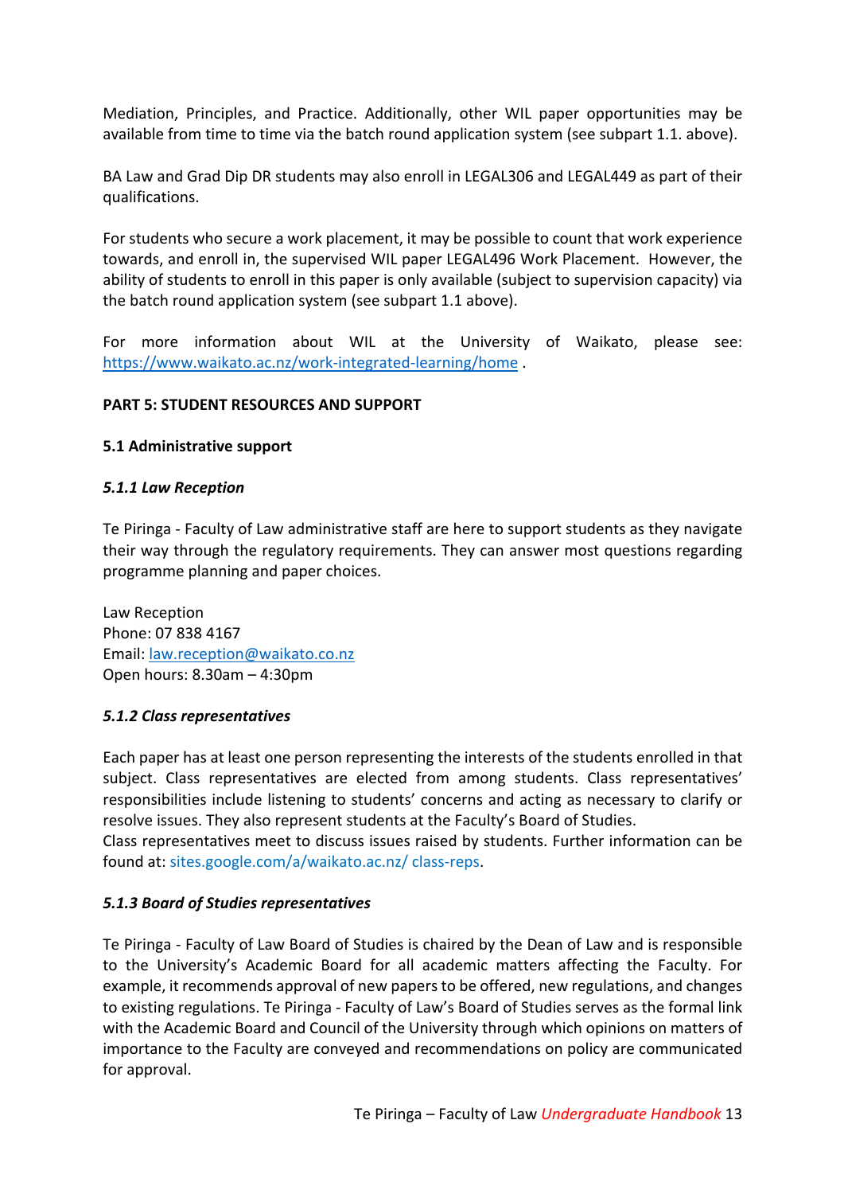Mediation, Principles, and Practice. Additionally, other WIL paper opportunities may be available from time to time via the batch round application system (see subpart 1.1. above).

BA Law and Grad Dip DR students may also enroll in LEGAL306 and LEGAL449 as part of their qualifications.

For students who secure a work placement, it may be possible to count that work experience towards, and enroll in, the supervised WIL paper LEGAL496 Work Placement. However, the ability of students to enroll in this paper is only available (subject to supervision capacity) via the batch round application system (see subpart 1.1 above).

For more information about WIL at the University of Waikato, please see: https://www.waikato.ac.nz/work-integrated-learning/home .

## PART 5: STUDENT RESOURCES AND SUPPORT

### 5.1 Administrative support

#### *5.1.1 Law Reception*

Te Piringa - Faculty of Law administrative staff are here to support students as they navigate their way through the regulatory requirements. They can answer most questions regarding programme planning and paper choices.

Law Reception
Phone: 07 838 4167
Email: law.reception@waikato.co.nz
Open hours: 8.30am – 4:30pm

#### *5.1.2 Class representatives*

Each paper has at least one person representing the interests of the students enrolled in that subject. Class representatives are elected from among students. Class representatives' responsibilities include listening to students' concerns and acting as necessary to clarify or resolve issues. They also represent students at the Faculty's Board of Studies.
Class representatives meet to discuss issues raised by students. Further information can be found at: sites.google.com/a/waikato.ac.nz/ class-reps.

#### *5.1.3 Board of Studies representatives*

Te Piringa - Faculty of Law Board of Studies is chaired by the Dean of Law and is responsible to the University's Academic Board for all academic matters affecting the Faculty. For example, it recommends approval of new papers to be offered, new regulations, and changes to existing regulations. Te Piringa - Faculty of Law's Board of Studies serves as the formal link with the Academic Board and Council of the University through which opinions on matters of importance to the Faculty are conveyed and recommendations on policy are communicated for approval.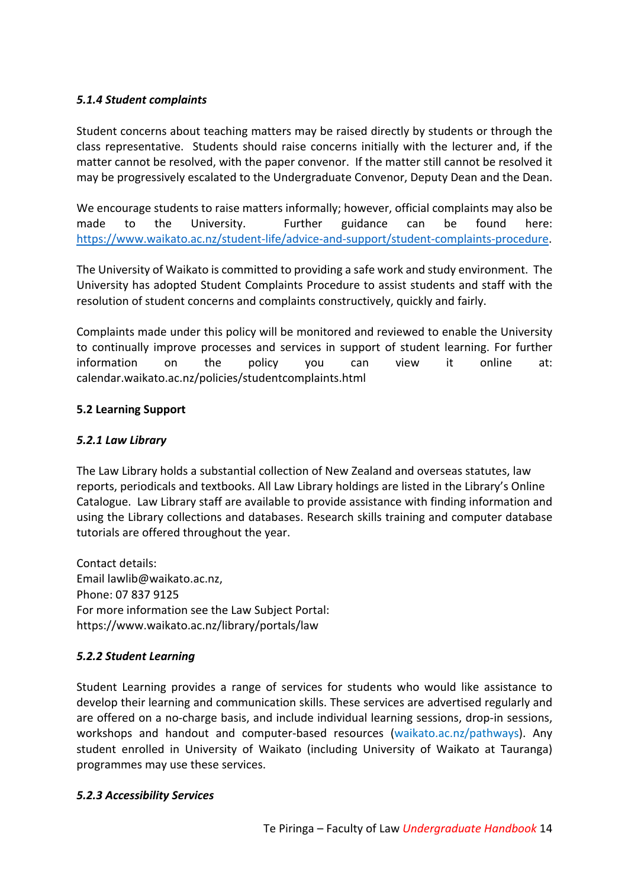#### *5.1.4 Student complaints*

Student concerns about teaching matters may be raised directly by students or through the class representative. Students should raise concerns initially with the lecturer and, if the matter cannot be resolved, with the paper convenor. If the matter still cannot be resolved it may be progressively escalated to the Undergraduate Convenor, Deputy Dean and the Dean.

We encourage students to raise matters informally; however, official complaints may also be made to the University. Further guidance can be found here: https://www.waikato.ac.nz/student-life/advice-and-support/student-complaints-procedure.

The University of Waikato is committed to providing a safe work and study environment. The University has adopted Student Complaints Procedure to assist students and staff with the resolution of student concerns and complaints constructively, quickly and fairly.

Complaints made under this policy will be monitored and reviewed to enable the University to continually improve processes and services in support of student learning. For further information on the policy you can view it online at: calendar.waikato.ac.nz/policies/studentcomplaints.html

### 5.2 Learning Support

#### *5.2.1 Law Library*

The Law Library holds a substantial collection of New Zealand and overseas statutes, law reports, periodicals and textbooks. All Law Library holdings are listed in the Library's Online Catalogue. Law Library staff are available to provide assistance with finding information and using the Library collections and databases. Research skills training and computer database tutorials are offered throughout the year.

Contact details:
Email lawlib@waikato.ac.nz,
Phone: 07 837 9125
For more information see the Law Subject Portal:
https://www.waikato.ac.nz/library/portals/law

#### *5.2.2 Student Learning*

Student Learning provides a range of services for students who would like assistance to develop their learning and communication skills. These services are advertised regularly and are offered on a no-charge basis, and include individual learning sessions, drop-in sessions, workshops and handout and computer-based resources (waikato.ac.nz/pathways). Any student enrolled in University of Waikato (including University of Waikato at Tauranga) programmes may use these services.

#### *5.2.3 Accessibility Services*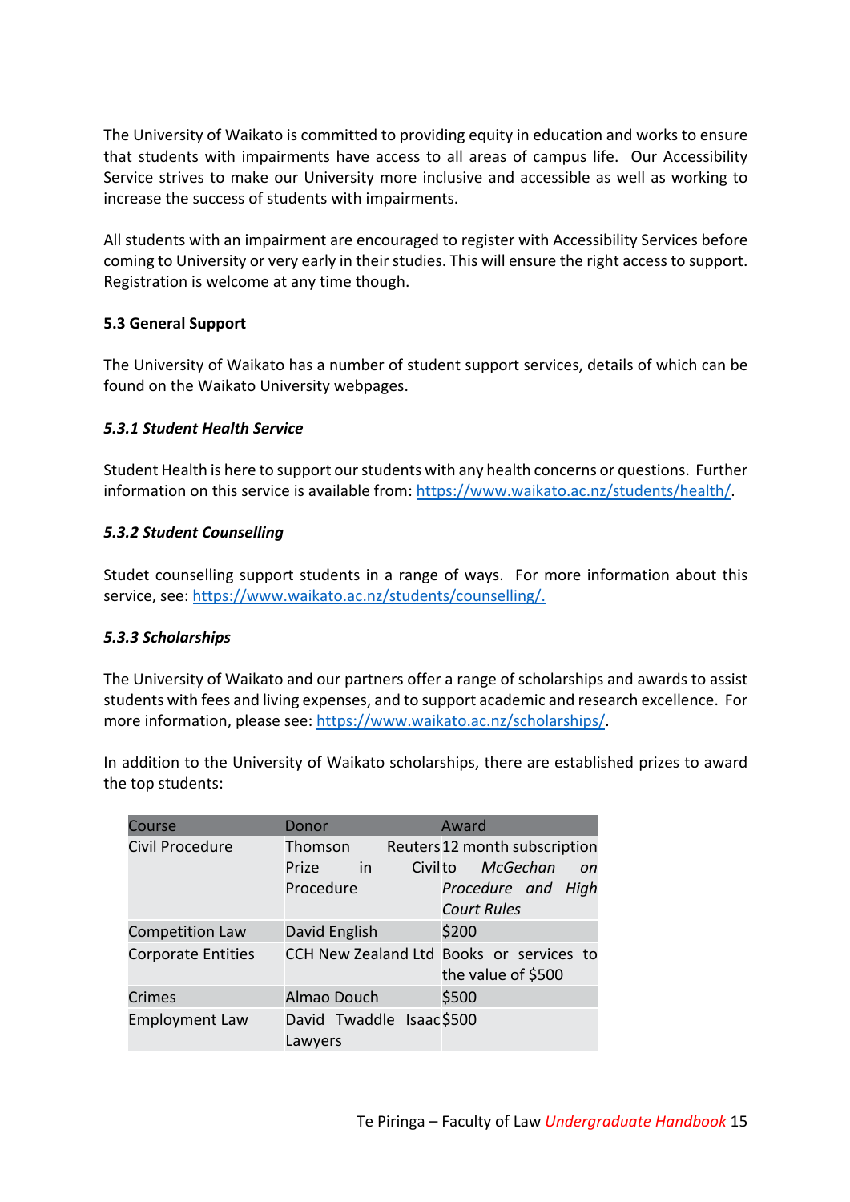The University of Waikato is committed to providing equity in education and works to ensure that students with impairments have access to all areas of campus life. Our Accessibility Service strives to make our University more inclusive and accessible as well as working to increase the success of students with impairments.

All students with an impairment are encouraged to register with Accessibility Services before coming to University or very early in their studies. This will ensure the right access to support. Registration is welcome at any time though.

### 5.3 General Support

The University of Waikato has a number of student support services, details of which can be found on the Waikato University webpages.

#### *5.3.1 Student Health Service*

Student Health is here to support our students with any health concerns or questions. Further information on this service is available from: https://www.waikato.ac.nz/students/health/.

#### *5.3.2 Student Counselling*

Studet counselling support students in a range of ways. For more information about this service, see: https://www.waikato.ac.nz/students/counselling/.

#### *5.3.3 Scholarships*

The University of Waikato and our partners offer a range of scholarships and awards to assist students with fees and living expenses, and to support academic and research excellence. For more information, please see: https://www.waikato.ac.nz/scholarships/.

In addition to the University of Waikato scholarships, there are established prizes to award the top students:

| Course | Donor | Award |
|---|---|---|
| Civil Procedure | Thomson Reuters Prize in Civil Procedure | 12 month subscription to *McGechan on Procedure and High Court Rules* |
| Competition Law | David English | $200 |
| Corporate Entities | CCH New Zealand Ltd | Books or services to the value of $500 |
| Crimes | Almao Douch | $500 |
| Employment Law | David Twaddle Isaac Lawyers | $500 |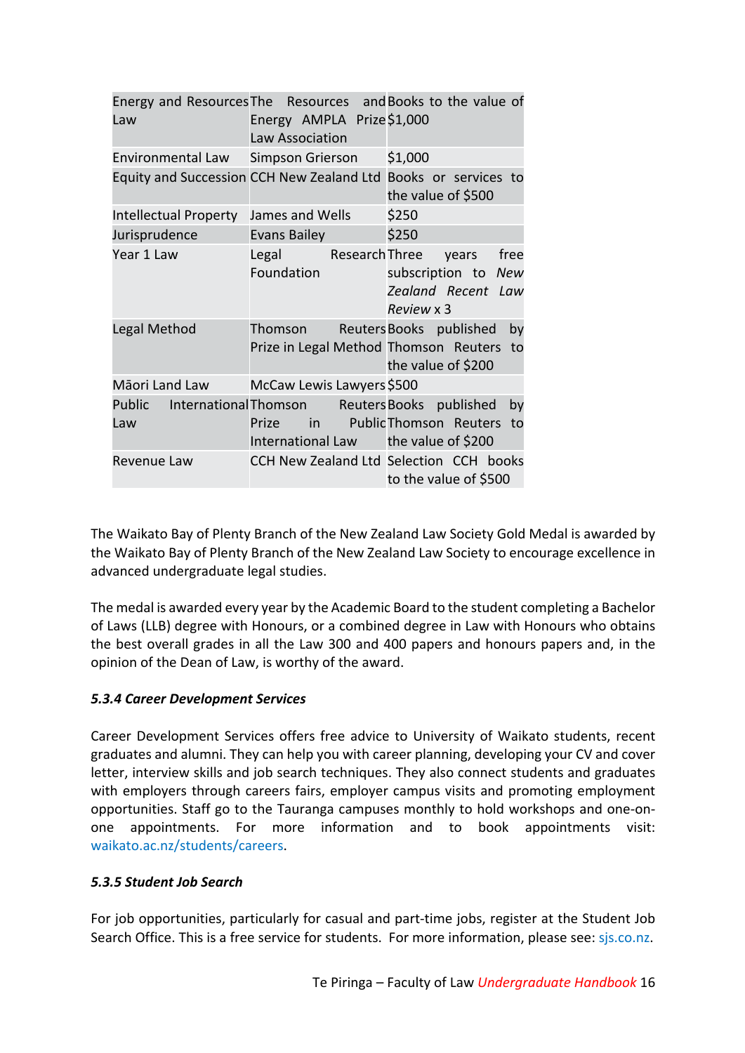| Energy and Resources Law | The Resources and Energy AMPLA Prize Law Association | Books to the value of $1,000 |
|---|---|---|
| Environmental Law | Simpson Grierson | $1,000 |
| Equity and Succession | CCH New Zealand Ltd | Books or services to the value of $500 |
| Intellectual Property | James and Wells | $250 |
| Jurisprudence | Evans Bailey | $250 |
| Year 1 Law | Legal Research Foundation | Three years free subscription to *New Zealand Recent Law Review* x 3 |
| Legal Method | Thomson Reuters Prize in Legal Method | Books published by Thomson Reuters to the value of $200 |
| Māori Land Law | McCaw Lewis Lawyers | $500 |
| Public International Law | Thomson Reuters Prize in Public International Law | Books published by Thomson Reuters to the value of $200 |
| Revenue Law | CCH New Zealand Ltd | Selection CCH books to the value of $500 |

The Waikato Bay of Plenty Branch of the New Zealand Law Society Gold Medal is awarded by the Waikato Bay of Plenty Branch of the New Zealand Law Society to encourage excellence in advanced undergraduate legal studies.

The medal is awarded every year by the Academic Board to the student completing a Bachelor of Laws (LLB) degree with Honours, or a combined degree in Law with Honours who obtains the best overall grades in all the Law 300 and 400 papers and honours papers and, in the opinion of the Dean of Law, is worthy of the award.

#### *5.3.4 Career Development Services*

Career Development Services offers free advice to University of Waikato students, recent graduates and alumni. They can help you with career planning, developing your CV and cover letter, interview skills and job search techniques. They also connect students and graduates with employers through careers fairs, employer campus visits and promoting employment opportunities. Staff go to the Tauranga campuses monthly to hold workshops and one-on-one appointments. For more information and to book appointments visit: waikato.ac.nz/students/careers.

#### *5.3.5 Student Job Search*

For job opportunities, particularly for casual and part-time jobs, register at the Student Job Search Office. This is a free service for students. For more information, please see: sjs.co.nz.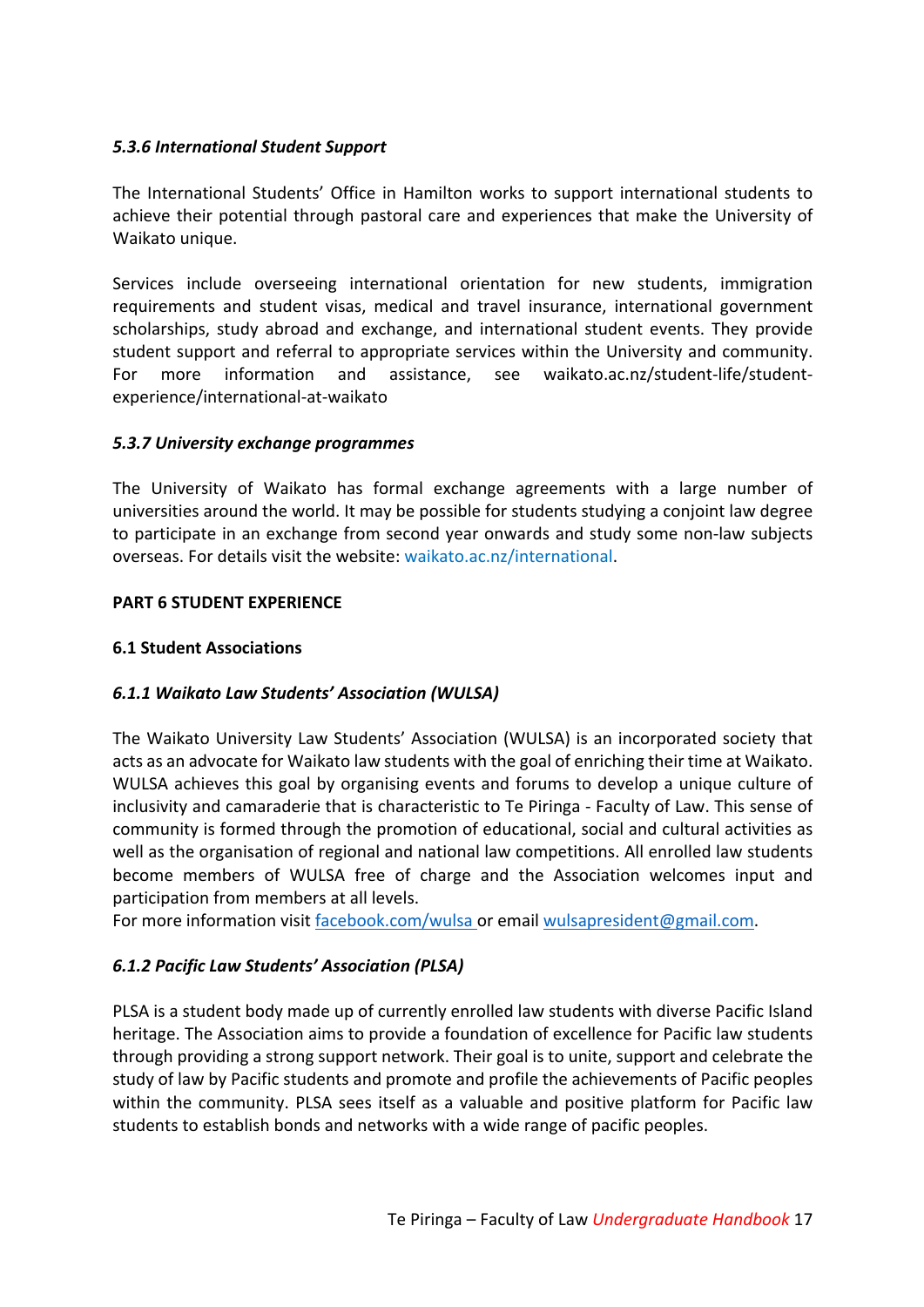#### *5.3.6 International Student Support*

The International Students' Office in Hamilton works to support international students to achieve their potential through pastoral care and experiences that make the University of Waikato unique.

Services include overseeing international orientation for new students, immigration requirements and student visas, medical and travel insurance, international government scholarships, study abroad and exchange, and international student events. They provide student support and referral to appropriate services within the University and community. For more information and assistance, see waikato.ac.nz/student-life/student-experience/international-at-waikato

#### *5.3.7 University exchange programmes*

The University of Waikato has formal exchange agreements with a large number of universities around the world. It may be possible for students studying a conjoint law degree to participate in an exchange from second year onwards and study some non-law subjects overseas. For details visit the website: waikato.ac.nz/international.

## PART 6 STUDENT EXPERIENCE

### 6.1 Student Associations

#### *6.1.1 Waikato Law Students' Association (WULSA)*

The Waikato University Law Students' Association (WULSA) is an incorporated society that acts as an advocate for Waikato law students with the goal of enriching their time at Waikato. WULSA achieves this goal by organising events and forums to develop a unique culture of inclusivity and camaraderie that is characteristic to Te Piringa - Faculty of Law. This sense of community is formed through the promotion of educational, social and cultural activities as well as the organisation of regional and national law competitions. All enrolled law students become members of WULSA free of charge and the Association welcomes input and participation from members at all levels.
For more information visit facebook.com/wulsa or email wulsapresident@gmail.com.

#### *6.1.2 Pacific Law Students' Association (PLSA)*

PLSA is a student body made up of currently enrolled law students with diverse Pacific Island heritage. The Association aims to provide a foundation of excellence for Pacific law students through providing a strong support network. Their goal is to unite, support and celebrate the study of law by Pacific students and promote and profile the achievements of Pacific peoples within the community. PLSA sees itself as a valuable and positive platform for Pacific law students to establish bonds and networks with a wide range of pacific peoples.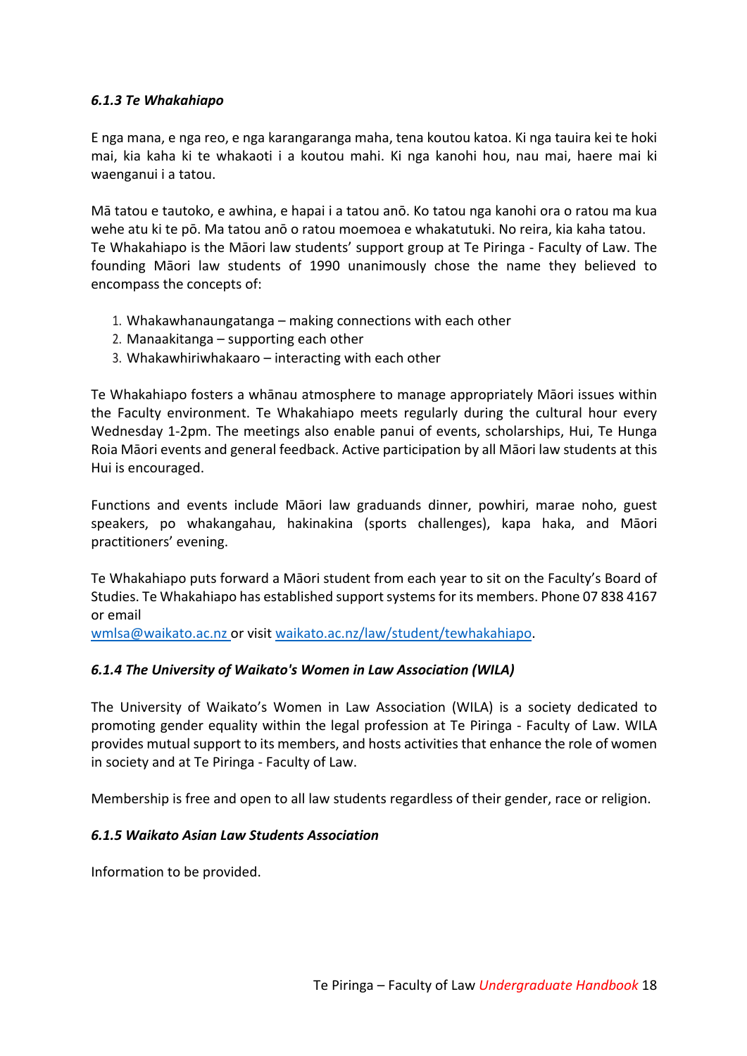#### *6.1.3 Te Whakahiapo*

E nga mana, e nga reo, e nga karangaranga maha, tena koutou katoa. Ki nga tauira kei te hoki mai, kia kaha ki te whakaoti i a koutou mahi. Ki nga kanohi hou, nau mai, haere mai ki waenganui i a tatou.

Mā tatou e tautoko, e awhina, e hapai i a tatou anō. Ko tatou nga kanohi ora o ratou ma kua wehe atu ki te pō. Ma tatou anō o ratou moemoea e whakatutuki. No reira, kia kaha tatou.
Te Whakahiapo is the Māori law students' support group at Te Piringa - Faculty of Law. The founding Māori law students of 1990 unanimously chose the name they believed to encompass the concepts of:

1. Whakawhanaungatanga – making connections with each other
2. Manaakitanga – supporting each other
3. Whakawhiriwhakaaro – interacting with each other

Te Whakahiapo fosters a whānau atmosphere to manage appropriately Māori issues within the Faculty environment. Te Whakahiapo meets regularly during the cultural hour every Wednesday 1-2pm. The meetings also enable panui of events, scholarships, Hui, Te Hunga Roia Māori events and general feedback. Active participation by all Māori law students at this Hui is encouraged.

Functions and events include Māori law graduands dinner, powhiri, marae noho, guest speakers, po whakangahau, hakinakina (sports challenges), kapa haka, and Māori practitioners' evening.

Te Whakahiapo puts forward a Māori student from each year to sit on the Faculty's Board of Studies. Te Whakahiapo has established support systems for its members. Phone 07 838 4167 or email
wmlsa@waikato.ac.nz or visit waikato.ac.nz/law/student/tewhakahiapo.

#### *6.1.4 The University of Waikato's Women in Law Association (WILA)*

The University of Waikato's Women in Law Association (WILA) is a society dedicated to promoting gender equality within the legal profession at Te Piringa - Faculty of Law. WILA provides mutual support to its members, and hosts activities that enhance the role of women in society and at Te Piringa - Faculty of Law.

Membership is free and open to all law students regardless of their gender, race or religion.

#### *6.1.5 Waikato Asian Law Students Association*

Information to be provided.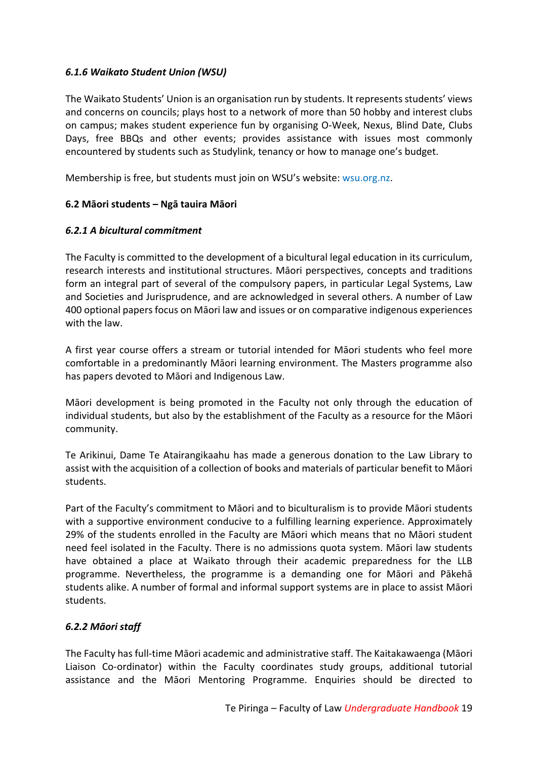#### *6.1.6 Waikato Student Union (WSU)*

The Waikato Students' Union is an organisation run by students. It represents students' views and concerns on councils; plays host to a network of more than 50 hobby and interest clubs on campus; makes student experience fun by organising O-Week, Nexus, Blind Date, Clubs Days, free BBQs and other events; provides assistance with issues most commonly encountered by students such as Studylink, tenancy or how to manage one's budget.

Membership is free, but students must join on WSU's website: wsu.org.nz.

### 6.2 Māori students – Ngā tauira Māori

#### *6.2.1 A bicultural commitment*

The Faculty is committed to the development of a bicultural legal education in its curriculum, research interests and institutional structures. Māori perspectives, concepts and traditions form an integral part of several of the compulsory papers, in particular Legal Systems, Law and Societies and Jurisprudence, and are acknowledged in several others. A number of Law 400 optional papers focus on Māori law and issues or on comparative indigenous experiences with the law.

A first year course offers a stream or tutorial intended for Māori students who feel more comfortable in a predominantly Māori learning environment. The Masters programme also has papers devoted to Māori and Indigenous Law.

Māori development is being promoted in the Faculty not only through the education of individual students, but also by the establishment of the Faculty as a resource for the Māori community.

Te Arikinui, Dame Te Atairangikaahu has made a generous donation to the Law Library to assist with the acquisition of a collection of books and materials of particular benefit to Māori students.

Part of the Faculty's commitment to Māori and to biculturalism is to provide Māori students with a supportive environment conducive to a fulfilling learning experience. Approximately 29% of the students enrolled in the Faculty are Māori which means that no Māori student need feel isolated in the Faculty. There is no admissions quota system. Māori law students have obtained a place at Waikato through their academic preparedness for the LLB programme. Nevertheless, the programme is a demanding one for Māori and Pākehā students alike. A number of formal and informal support systems are in place to assist Māori students.

#### *6.2.2 Māori staff*

The Faculty has full-time Māori academic and administrative staff. The Kaitakawaenga (Māori Liaison Co-ordinator) within the Faculty coordinates study groups, additional tutorial assistance and the Māori Mentoring Programme. Enquiries should be directed to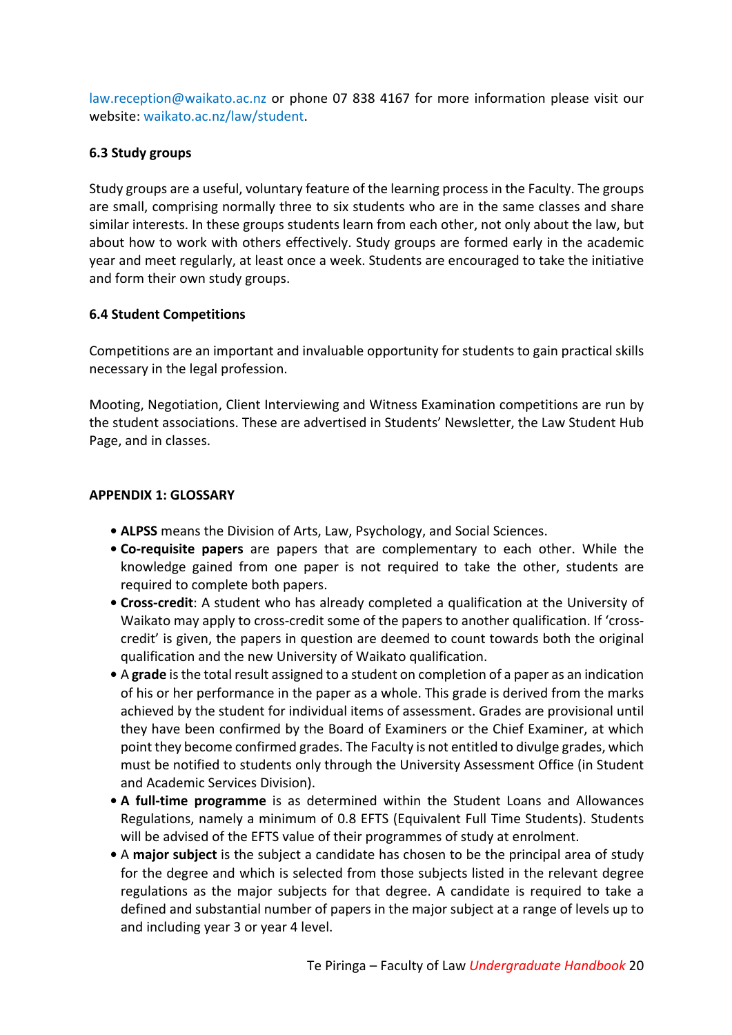law.reception@waikato.ac.nz or phone 07 838 4167 for more information please visit our website: waikato.ac.nz/law/student.

### 6.3 Study groups

Study groups are a useful, voluntary feature of the learning process in the Faculty. The groups are small, comprising normally three to six students who are in the same classes and share similar interests. In these groups students learn from each other, not only about the law, but about how to work with others effectively. Study groups are formed early in the academic year and meet regularly, at least once a week. Students are encouraged to take the initiative and form their own study groups.

### 6.4 Student Competitions

Competitions are an important and invaluable opportunity for students to gain practical skills necessary in the legal profession.

Mooting, Negotiation, Client Interviewing and Witness Examination competitions are run by the student associations. These are advertised in Students' Newsletter, the Law Student Hub Page, and in classes.

## APPENDIX 1: GLOSSARY

- **ALPSS** means the Division of Arts, Law, Psychology, and Social Sciences.
- **Co-requisite papers** are papers that are complementary to each other. While the knowledge gained from one paper is not required to take the other, students are required to complete both papers.
- **Cross-credit**: A student who has already completed a qualification at the University of Waikato may apply to cross-credit some of the papers to another qualification. If 'cross-credit' is given, the papers in question are deemed to count towards both the original qualification and the new University of Waikato qualification.
- A **grade** is the total result assigned to a student on completion of a paper as an indication of his or her performance in the paper as a whole. This grade is derived from the marks achieved by the student for individual items of assessment. Grades are provisional until they have been confirmed by the Board of Examiners or the Chief Examiner, at which point they become confirmed grades. The Faculty is not entitled to divulge grades, which must be notified to students only through the University Assessment Office (in Student and Academic Services Division).
- **A full-time programme** is as determined within the Student Loans and Allowances Regulations, namely a minimum of 0.8 EFTS (Equivalent Full Time Students). Students will be advised of the EFTS value of their programmes of study at enrolment.
- A **major subject** is the subject a candidate has chosen to be the principal area of study for the degree and which is selected from those subjects listed in the relevant degree regulations as the major subjects for that degree. A candidate is required to take a defined and substantial number of papers in the major subject at a range of levels up to and including year 3 or year 4 level.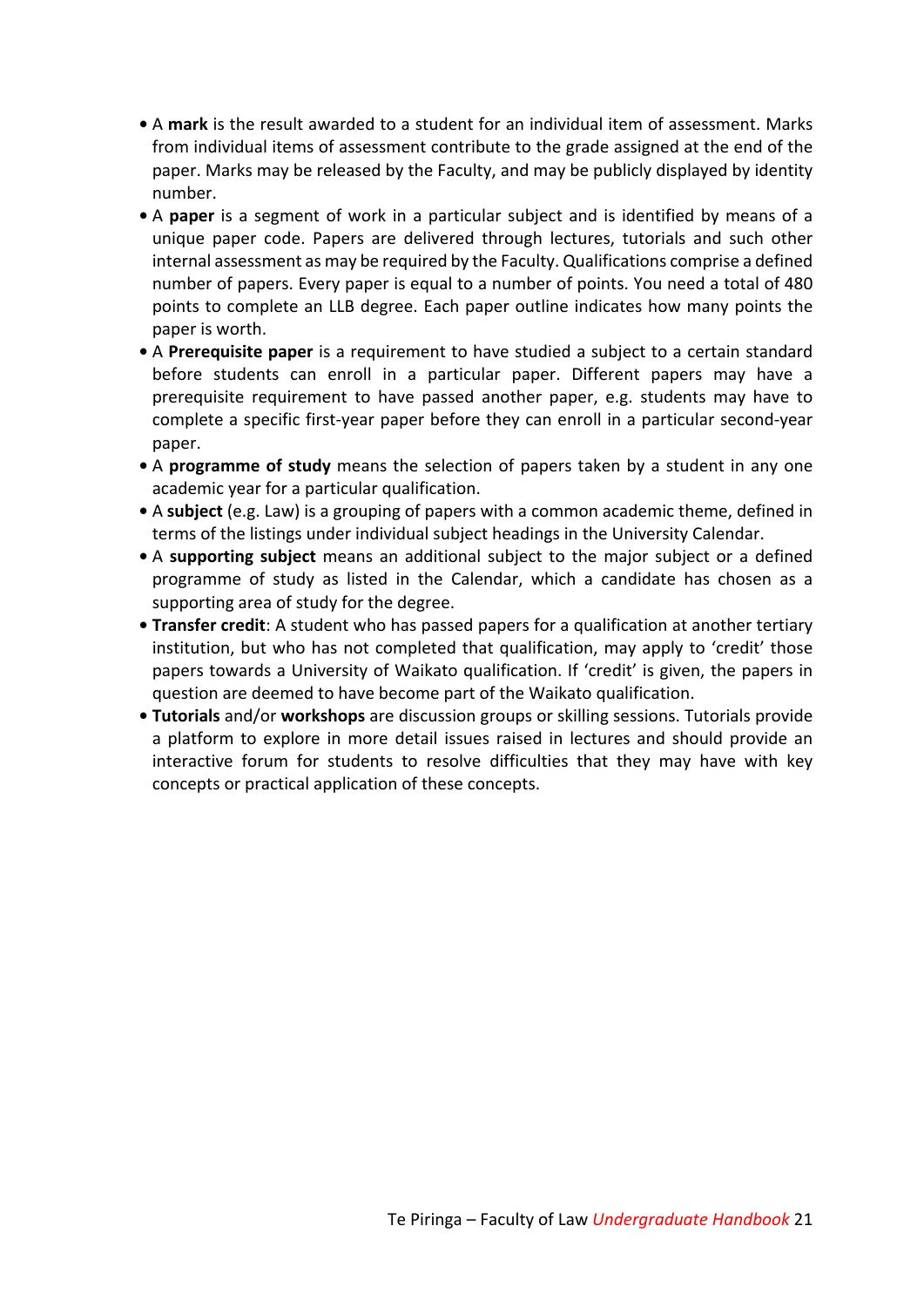- A **mark** is the result awarded to a student for an individual item of assessment. Marks from individual items of assessment contribute to the grade assigned at the end of the paper. Marks may be released by the Faculty, and may be publicly displayed by identity number.
- A **paper** is a segment of work in a particular subject and is identified by means of a unique paper code. Papers are delivered through lectures, tutorials and such other internal assessment as may be required by the Faculty. Qualifications comprise a defined number of papers. Every paper is equal to a number of points. You need a total of 480 points to complete an LLB degree. Each paper outline indicates how many points the paper is worth.
- A **Prerequisite paper** is a requirement to have studied a subject to a certain standard before students can enroll in a particular paper. Different papers may have a prerequisite requirement to have passed another paper, e.g. students may have to complete a specific first-year paper before they can enroll in a particular second-year paper.
- A **programme of study** means the selection of papers taken by a student in any one academic year for a particular qualification.
- A **subject** (e.g. Law) is a grouping of papers with a common academic theme, defined in terms of the listings under individual subject headings in the University Calendar.
- A **supporting subject** means an additional subject to the major subject or a defined programme of study as listed in the Calendar, which a candidate has chosen as a supporting area of study for the degree.
- **Transfer credit**: A student who has passed papers for a qualification at another tertiary institution, but who has not completed that qualification, may apply to 'credit' those papers towards a University of Waikato qualification. If 'credit' is given, the papers in question are deemed to have become part of the Waikato qualification.
- **Tutorials** and/or **workshops** are discussion groups or skilling sessions. Tutorials provide a platform to explore in more detail issues raised in lectures and should provide an interactive forum for students to resolve difficulties that they may have with key concepts or practical application of these concepts.